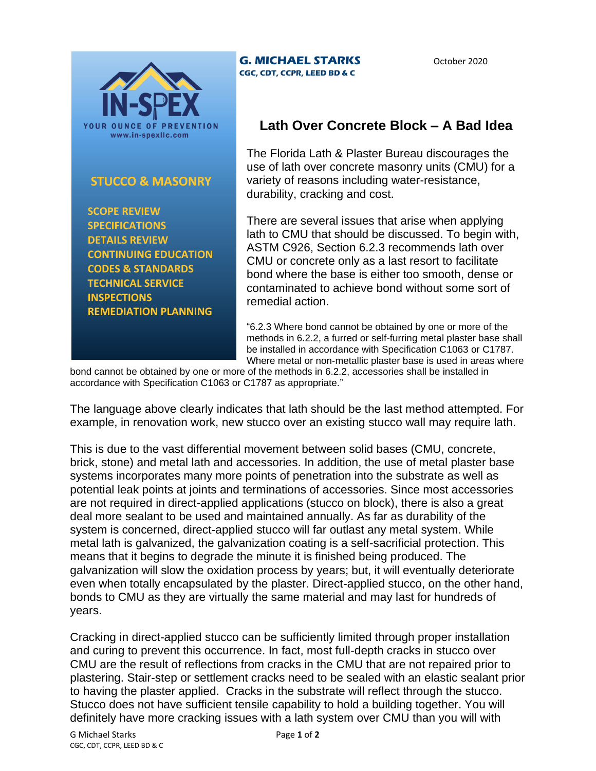IN-SPEX

YOUR OUNCE OF PREVENTION
www.in-spexllc.com

**STUCCO & MASONRY**

- SCOPE REVIEW
- SPECIFICATIONS
- DETAILS REVIEW
- CONTINUING EDUCATION
- CODES & STANDARDS
- TECHNICAL SERVICE
- INSPECTIONS
- REMEDIATION PLANNING

**G. MICHAEL STARKS**
**CGC, CDT, CCPR, LEED BD & C**

October 2020

# Lath Over Concrete Block – A Bad Idea

The Florida Lath & Plaster Bureau discourages the use of lath over concrete masonry units (CMU) for a variety of reasons including water-resistance, durability, cracking and cost.

There are several issues that arise when applying lath to CMU that should be discussed. To begin with, ASTM C926, Section 6.2.3 recommends lath over CMU or concrete only as a last resort to facilitate bond where the base is either too smooth, dense or contaminated to achieve bond without some sort of remedial action.

"6.2.3 Where bond cannot be obtained by one or more of the methods in 6.2.2, a furred or self-furring metal plaster base shall be installed in accordance with Specification C1063 or C1787. Where metal or non-metallic plaster base is used in areas where bond cannot be obtained by one or more of the methods in 6.2.2, accessories shall be installed in accordance with Specification C1063 or C1787 as appropriate."

The language above clearly indicates that lath should be the last method attempted. For example, in renovation work, new stucco over an existing stucco wall may require lath.

This is due to the vast differential movement between solid bases (CMU, concrete, brick, stone) and metal lath and accessories. In addition, the use of metal plaster base systems incorporates many more points of penetration into the substrate as well as potential leak points at joints and terminations of accessories. Since most accessories are not required in direct-applied applications (stucco on block), there is also a great deal more sealant to be used and maintained annually. As far as durability of the system is concerned, direct-applied stucco will far outlast any metal system. While metal lath is galvanized, the galvanization coating is a self-sacrificial protection. This means that it begins to degrade the minute it is finished being produced. The galvanization will slow the oxidation process by years; but, it will eventually deteriorate even when totally encapsulated by the plaster. Direct-applied stucco, on the other hand, bonds to CMU as they are virtually the same material and may last for hundreds of years.

Cracking in direct-applied stucco can be sufficiently limited through proper installation and curing to prevent this occurrence. In fact, most full-depth cracks in stucco over CMU are the result of reflections from cracks in the CMU that are not repaired prior to plastering. Stair-step or settlement cracks need to be sealed with an elastic sealant prior to having the plaster applied. Cracks in the substrate will reflect through the stucco. Stucco does not have sufficient tensile capability to hold a building together. You will definitely have more cracking issues with a lath system over CMU than you will with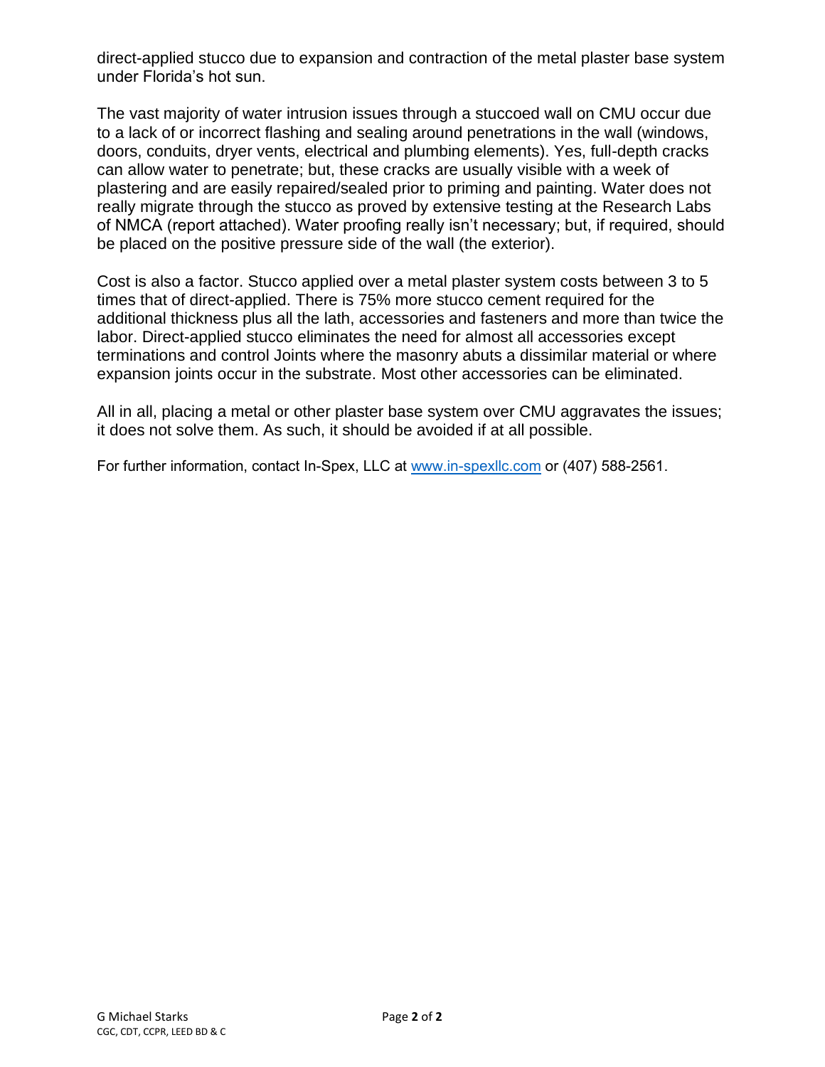direct-applied stucco due to expansion and contraction of the metal plaster base system under Florida's hot sun.

The vast majority of water intrusion issues through a stuccoed wall on CMU occur due to a lack of or incorrect flashing and sealing around penetrations in the wall (windows, doors, conduits, dryer vents, electrical and plumbing elements). Yes, full-depth cracks can allow water to penetrate; but, these cracks are usually visible with a week of plastering and are easily repaired/sealed prior to priming and painting. Water does not really migrate through the stucco as proved by extensive testing at the Research Labs of NMCA (report attached). Water proofing really isn't necessary; but, if required, should be placed on the positive pressure side of the wall (the exterior).

Cost is also a factor. Stucco applied over a metal plaster system costs between 3 to 5 times that of direct-applied. There is 75% more stucco cement required for the additional thickness plus all the lath, accessories and fasteners and more than twice the labor. Direct-applied stucco eliminates the need for almost all accessories except terminations and control Joints where the masonry abuts a dissimilar material or where expansion joints occur in the substrate. Most other accessories can be eliminated.

All in all, placing a metal or other plaster base system over CMU aggravates the issues; it does not solve them. As such, it should be avoided if at all possible.

For further information, contact In-Spex, LLC at [www.in-spexllc.com](http://www.in-spexllc.com) or (407) 588-2561.

G Michael Starks
CGC, CDT, CCPR, LEED BD & C